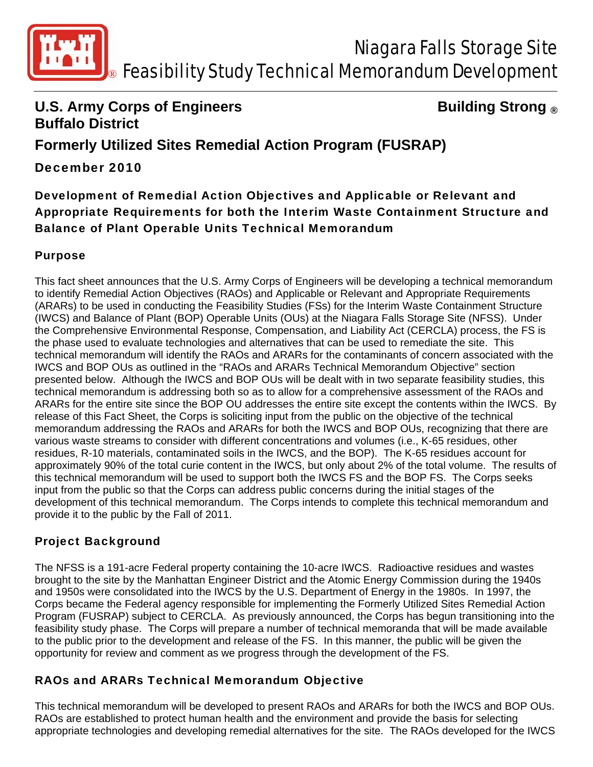# Niagara Falls Storage Site
## Feasibility Study Technical Memorandum Development

**U.S. Army Corps of Engineers** **Building Strong ®**
**Buffalo District**

## Formerly Utilized Sites Remedial Action Program (FUSRAP)

**December 2010**

## Development of Remedial Action Objectives and Applicable or Relevant and Appropriate Requirements for both the Interim Waste Containment Structure and Balance of Plant Operable Units Technical Memorandum

### Purpose

This fact sheet announces that the U.S. Army Corps of Engineers will be developing a technical memorandum to identify Remedial Action Objectives (RAOs) and Applicable or Relevant and Appropriate Requirements (ARARs) to be used in conducting the Feasibility Studies (FSs) for the Interim Waste Containment Structure (IWCS) and Balance of Plant (BOP) Operable Units (OUs) at the Niagara Falls Storage Site (NFSS). Under the Comprehensive Environmental Response, Compensation, and Liability Act (CERCLA) process, the FS is the phase used to evaluate technologies and alternatives that can be used to remediate the site. This technical memorandum will identify the RAOs and ARARs for the contaminants of concern associated with the IWCS and BOP OUs as outlined in the "RAOs and ARARs Technical Memorandum Objective" section presented below. Although the IWCS and BOP OUs will be dealt with in two separate feasibility studies, this technical memorandum is addressing both so as to allow for a comprehensive assessment of the RAOs and ARARs for the entire site since the BOP OU addresses the entire site except the contents within the IWCS. By release of this Fact Sheet, the Corps is soliciting input from the public on the objective of the technical memorandum addressing the RAOs and ARARs for both the IWCS and BOP OUs, recognizing that there are various waste streams to consider with different concentrations and volumes (i.e., K-65 residues, other residues, R-10 materials, contaminated soils in the IWCS, and the BOP). The K-65 residues account for approximately 90% of the total curie content in the IWCS, but only about 2% of the total volume. The results of this technical memorandum will be used to support both the IWCS FS and the BOP FS. The Corps seeks input from the public so that the Corps can address public concerns during the initial stages of the development of this technical memorandum. The Corps intends to complete this technical memorandum and provide it to the public by the Fall of 2011.

### Project Background

The NFSS is a 191-acre Federal property containing the 10-acre IWCS. Radioactive residues and wastes brought to the site by the Manhattan Engineer District and the Atomic Energy Commission during the 1940s and 1950s were consolidated into the IWCS by the U.S. Department of Energy in the 1980s. In 1997, the Corps became the Federal agency responsible for implementing the Formerly Utilized Sites Remedial Action Program (FUSRAP) subject to CERCLA. As previously announced, the Corps has begun transitioning into the feasibility study phase. The Corps will prepare a number of technical memoranda that will be made available to the public prior to the development and release of the FS. In this manner, the public will be given the opportunity for review and comment as we progress through the development of the FS.

### RAOs and ARARs Technical Memorandum Objective

This technical memorandum will be developed to present RAOs and ARARs for both the IWCS and BOP OUs. RAOs are established to protect human health and the environment and provide the basis for selecting appropriate technologies and developing remedial alternatives for the site. The RAOs developed for the IWCS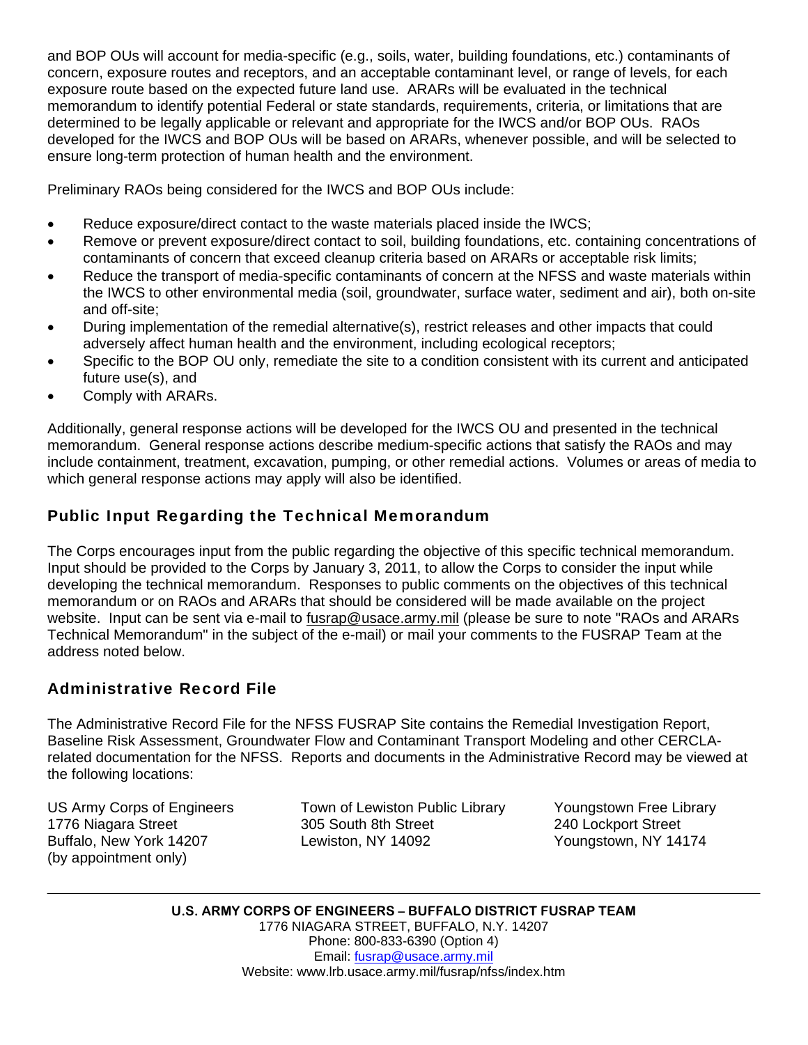and BOP OUs will account for media-specific (e.g., soils, water, building foundations, etc.) contaminants of concern, exposure routes and receptors, and an acceptable contaminant level, or range of levels, for each exposure route based on the expected future land use. ARARs will be evaluated in the technical memorandum to identify potential Federal or state standards, requirements, criteria, or limitations that are determined to be legally applicable or relevant and appropriate for the IWCS and/or BOP OUs. RAOs developed for the IWCS and BOP OUs will be based on ARARs, whenever possible, and will be selected to ensure long-term protection of human health and the environment.

Preliminary RAOs being considered for the IWCS and BOP OUs include:

- Reduce exposure/direct contact to the waste materials placed inside the IWCS;
- Remove or prevent exposure/direct contact to soil, building foundations, etc. containing concentrations of contaminants of concern that exceed cleanup criteria based on ARARs or acceptable risk limits;
- Reduce the transport of media-specific contaminants of concern at the NFSS and waste materials within the IWCS to other environmental media (soil, groundwater, surface water, sediment and air), both on-site and off-site;
- During implementation of the remedial alternative(s), restrict releases and other impacts that could adversely affect human health and the environment, including ecological receptors;
- Specific to the BOP OU only, remediate the site to a condition consistent with its current and anticipated future use(s), and
- Comply with ARARs.

Additionally, general response actions will be developed for the IWCS OU and presented in the technical memorandum. General response actions describe medium-specific actions that satisfy the RAOs and may include containment, treatment, excavation, pumping, or other remedial actions. Volumes or areas of media to which general response actions may apply will also be identified.

## Public Input Regarding the Technical Memorandum

The Corps encourages input from the public regarding the objective of this specific technical memorandum. Input should be provided to the Corps by January 3, 2011, to allow the Corps to consider the input while developing the technical memorandum. Responses to public comments on the objectives of this technical memorandum or on RAOs and ARARs that should be considered will be made available on the project website. Input can be sent via e-mail to fusrap@usace.army.mil (please be sure to note "RAOs and ARARs Technical Memorandum" in the subject of the e-mail) or mail your comments to the FUSRAP Team at the address noted below.

## Administrative Record File

The Administrative Record File for the NFSS FUSRAP Site contains the Remedial Investigation Report, Baseline Risk Assessment, Groundwater Flow and Contaminant Transport Modeling and other CERCLA-related documentation for the NFSS. Reports and documents in the Administrative Record may be viewed at the following locations:

US Army Corps of Engineers
1776 Niagara Street
Buffalo, New York 14207
(by appointment only)

Town of Lewiston Public Library
305 South 8th Street
Lewiston, NY 14092

Youngstown Free Library
240 Lockport Street
Youngstown, NY 14174

**U.S. ARMY CORPS OF ENGINEERS – BUFFALO DISTRICT FUSRAP TEAM**
1776 NIAGARA STREET, BUFFALO, N.Y. 14207
Phone: 800-833-6390 (Option 4)
Email: fusrap@usace.army.mil
Website: www.lrb.usace.army.mil/fusrap/nfss/index.htm